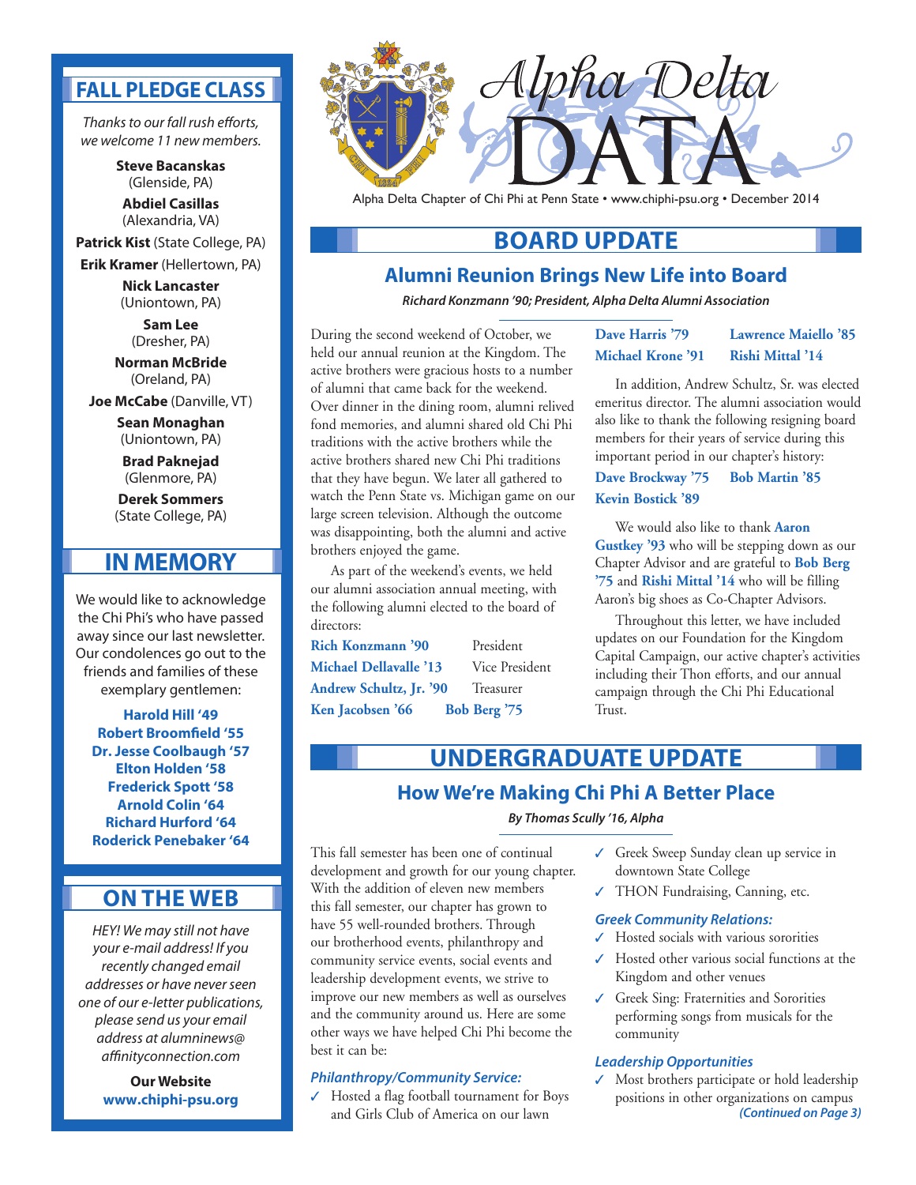# Alpha Delta DATA

Alpha Delta Chapter of Chi Phi at Penn State • www.chiphi-psu.org • December 2014

## BOARD UPDATE

### Alumni Reunion Brings New Life into Board

***Richard Konzmann '90; President, Alpha Delta Alumni Association***

During the second weekend of October, we held our annual reunion at the Kingdom. The active brothers were gracious hosts to a number of alumni that came back for the weekend. Over dinner in the dining room, alumni relived fond memories, and alumni shared old Chi Phi traditions with the active brothers while the active brothers shared new Chi Phi traditions that they have begun. We later all gathered to watch the Penn State vs. Michigan game on our large screen television. Although the outcome was disappointing, both the alumni and active brothers enjoyed the game.

As part of the weekend's events, we held our alumni association annual meeting, with the following alumni elected to the board of directors:

**Rich Konzmann '90** President
**Michael Dellavalle '13** Vice President
**Andrew Schultz, Jr. '90** Treasurer
**Ken Jacobsen '66**
**Bob Berg '75**
**Dave Harris '79**
**Lawrence Maiello '85**
**Michael Krone '91**
**Rishi Mittal '14**

In addition, Andrew Schultz, Sr. was elected emeritus director. The alumni association would also like to thank the following resigning board members for their years of service during this important period in our chapter's history:

**Dave Brockway '75**
**Bob Martin '85**
**Kevin Bostick '89**

We would also like to thank **Aaron Gustkey '93** who will be stepping down as our Chapter Advisor and are grateful to **Bob Berg '75** and **Rishi Mittal '14** who will be filling Aaron's big shoes as Co-Chapter Advisors.

Throughout this letter, we have included updates on our Foundation for the Kingdom Capital Campaign, our active chapter's activities including their Thon efforts, and our annual campaign through the Chi Phi Educational Trust.

## UNDERGRADUATE UPDATE

### How We're Making Chi Phi A Better Place

***By Thomas Scully '16, Alpha***

This fall semester has been one of continual development and growth for our young chapter. With the addition of eleven new members this fall semester, our chapter has grown to have 55 well-rounded brothers. Through our brotherhood events, philanthropy and community service events, social events and leadership development events, we strive to improve our new members as well as ourselves and the community around us. Here are some other ways we have helped Chi Phi become the best it can be:

***Philanthropy/Community Service:***

- ✓ Hosted a flag football tournament for Boys and Girls Club of America on our lawn
- ✓ Greek Sweep Sunday clean up service in downtown State College
- ✓ THON Fundraising, Canning, etc.

***Greek Community Relations:***

- ✓ Hosted socials with various sororities
- ✓ Hosted other various social functions at the Kingdom and other venues
- ✓ Greek Sing: Fraternities and Sororities performing songs from musicals for the community

***Leadership Opportunities***

- ✓ Most brothers participate or hold leadership positions in other organizations on campus

***(Continued on Page 3)***

## FALL PLEDGE CLASS

*Thanks to our fall rush efforts, we welcome 11 new members.*

**Steve Bacanskas** (Glenside, PA)
**Abdiel Casillas** (Alexandria, VA)
**Patrick Kist** (State College, PA)
**Erik Kramer** (Hellertown, PA)
**Nick Lancaster** (Uniontown, PA)
**Sam Lee** (Dresher, PA)
**Norman McBride** (Oreland, PA)
**Joe McCabe** (Danville, VT)
**Sean Monaghan** (Uniontown, PA)
**Brad Paknejad** (Glenmore, PA)
**Derek Sommers** (State College, PA)

## IN MEMORY

We would like to acknowledge the Chi Phi's who have passed away since our last newsletter. Our condolences go out to the friends and families of these exemplary gentlemen:

**Harold Hill '49**
**Robert Broomfield '55**
**Dr. Jesse Coolbaugh '57**
**Elton Holden '58**
**Frederick Spott '58**
**Arnold Colin '64**
**Richard Hurford '64**
**Roderick Penebaker '64**

## ON THE WEB

*HEY! We may still not have your e-mail address! If you recently changed email addresses or have never seen one of our e-letter publications, please send us your email address at alumninews@affinityconnection.com*

**Our Website**
**www.chiphi-psu.org**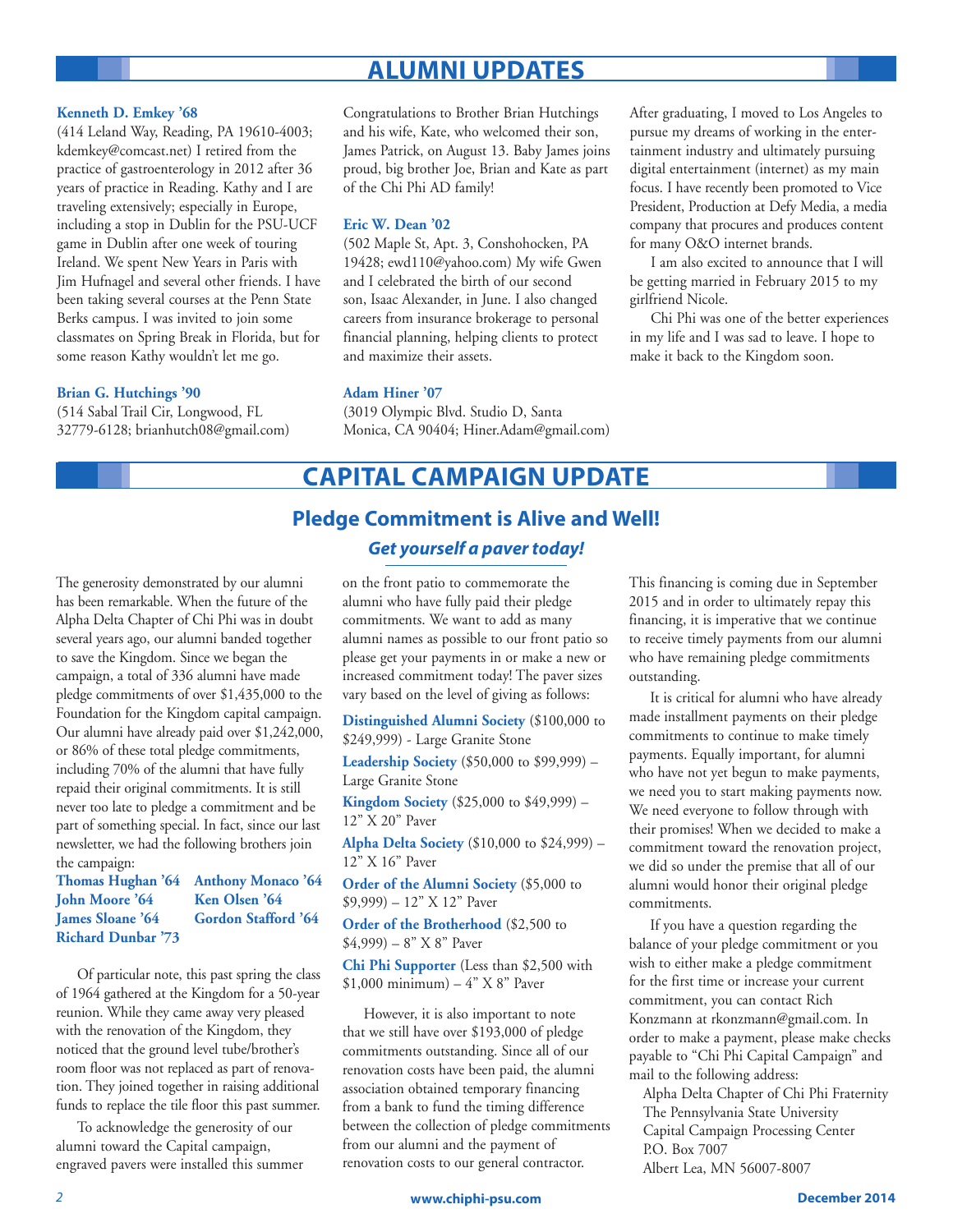# ALUMNI UPDATES

**Kenneth D. Emkey '68**

(414 Leland Way, Reading, PA 19610-4003; kdemkey@comcast.net) I retired from the practice of gastroenterology in 2012 after 36 years of practice in Reading. Kathy and I are traveling extensively; especially in Europe, including a stop in Dublin for the PSU-UCF game in Dublin after one week of touring Ireland. We spent New Years in Paris with Jim Hufnagel and several other friends. I have been taking several courses at the Penn State Berks campus. I was invited to join some classmates on Spring Break in Florida, but for some reason Kathy wouldn't let me go.

**Brian G. Hutchings '90**

(514 Sabal Trail Cir, Longwood, FL 32779-6128; brianhutch08@gmail.com) Congratulations to Brother Brian Hutchings and his wife, Kate, who welcomed their son, James Patrick, on August 13. Baby James joins proud, big brother Joe, Brian and Kate as part of the Chi Phi AD family!

**Eric W. Dean '02**

(502 Maple St, Apt. 3, Conshohocken, PA 19428; ewd110@yahoo.com) My wife Gwen and I celebrated the birth of our second son, Isaac Alexander, in June. I also changed careers from insurance brokerage to personal financial planning, helping clients to protect and maximize their assets.

**Adam Hiner '07**

(3019 Olympic Blvd. Studio D, Santa Monica, CA 90404; Hiner.Adam@gmail.com) After graduating, I moved to Los Angeles to pursue my dreams of working in the entertainment industry and ultimately pursuing digital entertainment (internet) as my main focus. I have recently been promoted to Vice President, Production at Defy Media, a media company that procures and produces content for many O&O internet brands.

I am also excited to announce that I will be getting married in February 2015 to my girlfriend Nicole.

Chi Phi was one of the better experiences in my life and I was sad to leave. I hope to make it back to the Kingdom soon.

# CAPITAL CAMPAIGN UPDATE

## Pledge Commitment is Alive and Well!

### *Get yourself a paver today!*

The generosity demonstrated by our alumni has been remarkable. When the future of the Alpha Delta Chapter of Chi Phi was in doubt several years ago, our alumni banded together to save the Kingdom. Since we began the campaign, a total of 336 alumni have made pledge commitments of over $1,435,000 to the Foundation for the Kingdom capital campaign. Our alumni have already paid over $1,242,000, or 86% of these total pledge commitments, including 70% of the alumni that have fully repaid their original commitments. It is still never too late to pledge a commitment and be part of something special. In fact, since our last newsletter, we had the following brothers join the campaign:

**Thomas Hughan '64**
**John Moore '64**
**James Sloane '64**
**Richard Dunbar '73**
**Anthony Monaco '64**
**Ken Olsen '64**
**Gordon Stafford '64**

Of particular note, this past spring the class of 1964 gathered at the Kingdom for a 50-year reunion. While they came away very pleased with the renovation of the Kingdom, they noticed that the ground level tube/brother's room floor was not replaced as part of renovation. They joined together in raising additional funds to replace the tile floor this past summer.

To acknowledge the generosity of our alumni toward the Capital campaign, engraved pavers were installed this summer on the front patio to commemorate the alumni who have fully paid their pledge commitments. We want to add as many alumni names as possible to our front patio so please get your payments in or make a new or increased commitment today! The paver sizes vary based on the level of giving as follows:

**Distinguished Alumni Society** ($100,000 to $249,999) - Large Granite Stone

**Leadership Society** ($50,000 to $99,999) – Large Granite Stone

**Kingdom Society** ($25,000 to $49,999) – 12" X 20" Paver

**Alpha Delta Society** ($10,000 to $24,999) – 12" X 16" Paver

**Order of the Alumni Society** ($5,000 to $9,999) – 12" X 12" Paver

**Order of the Brotherhood** ($2,500 to $4,999) – 8" X 8" Paver

**Chi Phi Supporter** (Less than $2,500 with $1,000 minimum) – 4" X 8" Paver

However, it is also important to note that we still have over $193,000 of pledge commitments outstanding. Since all of our renovation costs have been paid, the alumni association obtained temporary financing from a bank to fund the timing difference between the collection of pledge commitments from our alumni and the payment of renovation costs to our general contractor. This financing is coming due in September 2015 and in order to ultimately repay this financing, it is imperative that we continue to receive timely payments from our alumni who have remaining pledge commitments outstanding.

It is critical for alumni who have already made installment payments on their pledge commitments to continue to make timely payments. Equally important, for alumni who have not yet begun to make payments, we need you to start making payments now. We need everyone to follow through with their promises! When we decided to make a commitment toward the renovation project, we did so under the premise that all of our alumni would honor their original pledge commitments.

If you have a question regarding the balance of your pledge commitment or you wish to either make a pledge commitment for the first time or increase your current commitment, you can contact Rich Konzmann at rkonzmann@gmail.com. In order to make a payment, please make checks payable to "Chi Phi Capital Campaign" and mail to the following address:

Alpha Delta Chapter of Chi Phi Fraternity
The Pennsylvania State University
Capital Campaign Processing Center
P.O. Box 7007
Albert Lea, MN 56007-8007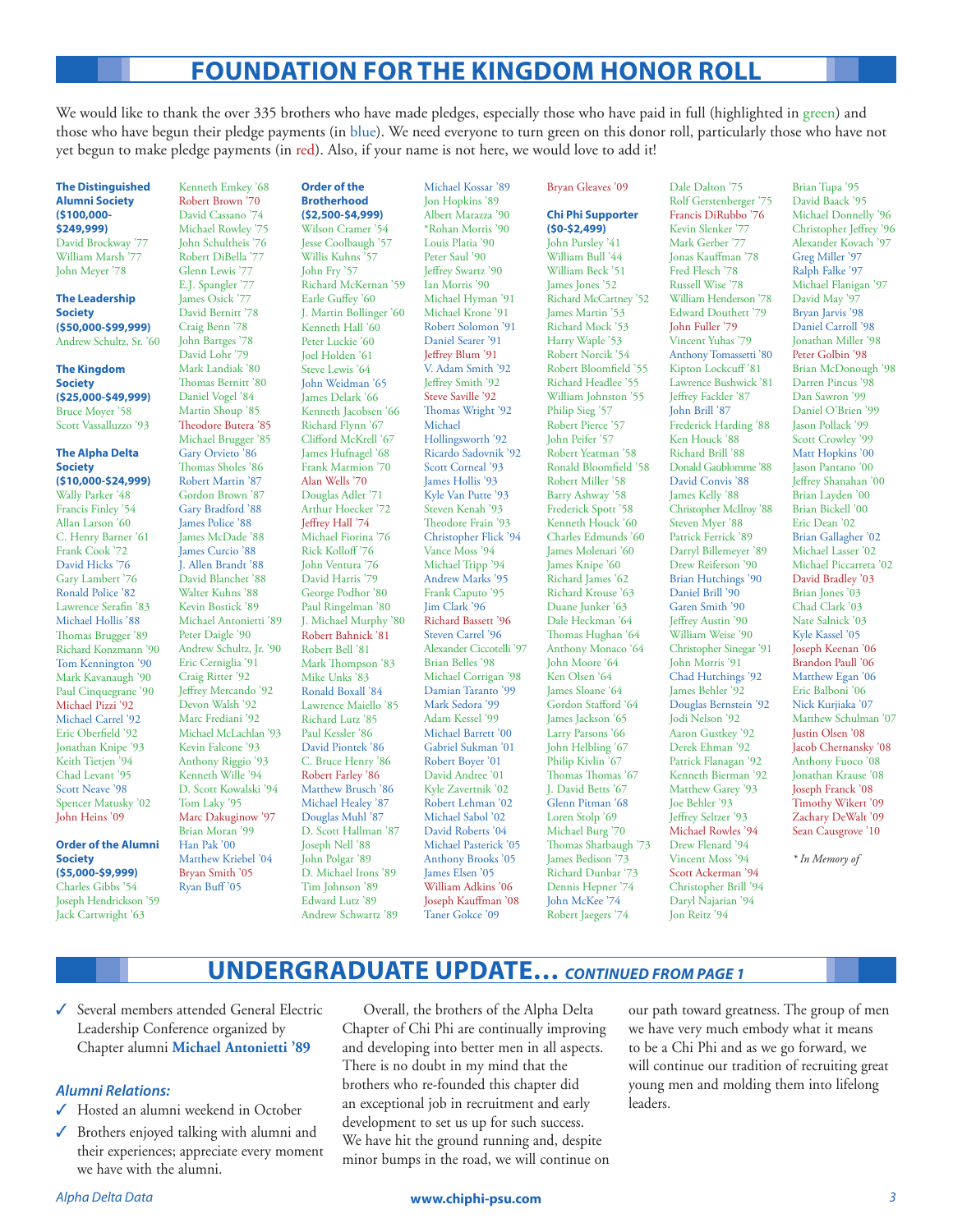# FOUNDATION FOR THE KINGDOM HONOR ROLL

We would like to thank the over 335 brothers who have made pledges, especially those who have paid in full (highlighted in green) and those who have begun their pledge payments (in blue). We need everyone to turn green on this donor roll, particularly those who have not yet begun to make pledge payments (in red). Also, if your name is not here, we would love to add it!

**The Distinguished Alumni Society ($100,000-$249,999)**

David Brockway '77
William Marsh '77
John Meyer '78

**The Leadership Society ($50,000-$99,999)**

Andrew Schultz, Sr. '60

**The Kingdom Society ($25,000-$49,999)**

Bruce Moyer '58
Scott Vassalluzzo '93

**The Alpha Delta Society ($10,000-$24,999)**

Wally Parker '48
Francis Finley '54
Allan Larson '60
C. Henry Barner '61
Frank Cook '72
David Hicks '76
Gary Lambert '76
Ronald Police '82
Lawrence Serafin '83
Michael Hollis '88
Thomas Brugger '89
Richard Konzmann '90
Tom Kennington '90
Mark Kavanaugh '90
Paul Cinquegrane '90
Michael Pizzi '92
Michael Carrel '92
Eric Oberfield '92
Jonathan Knipe '93
Keith Tietjen '94
Chad Levant '95
Scott Neave '98
Spencer Matusky '02
John Heins '09

**Order of the Alumni Society ($5,000-$9,999)**

Charles Gibbs '54
Joseph Hendrickson '59
Jack Cartwright '63
Kenneth Emkey '68
Robert Brown '70
David Cassano '74
Michael Rowley '75
John Schultheis '76
Robert DiBella '77
Glenn Lewis '77
E.J. Spangler '77
James Osick '77
David Bernitt '78
Craig Benn '78
John Bartges '78
David Lohr '79
Mark Landiak '80
Thomas Bernitt '80
Daniel Vogel '84
Martin Shoup '85
Theodore Butera '85
Michael Brugger '85
Gary Orvieto '86
Thomas Sholes '86
Robert Martin '87
Gordon Brown '87
Gary Bradford '88
James Police '88
James McDade '88
James Curcio '88
J. Allen Brandt '88
David Blanchet '88
Walter Kuhns '88
Kevin Bostick '89
Michael Antonietti '89
Peter Daigle '90
Andrew Schultz, Jr. '90
Eric Cerniglia '91
Craig Ritter '92
Jeffrey Mercando '92
Devon Walsh '92
Marc Frediani '92
Michael McLachlan '93
Kevin Falcone '93
Anthony Riggio '93
Kenneth Wille '94
D. Scott Kowalski '94
Tom Laky '95
Marc Dakuginow '97
Brian Moran '99
Han Pak '00
Matthew Kriebel '04
Bryan Smith '05
Ryan Buff '05

**Order of the Brotherhood ($2,500-$4,999)**

Wilson Cramer '54
Jesse Coolbaugh '57
Willis Kuhns '57
John Fry '57
Richard McKernan '59
Earle Guffey '60
J. Martin Bollinger '60
Kenneth Hall '60
Peter Luckie '60
Joel Holden '61
Steve Lewis '64
John Weidman '65
James Delark '66
Kenneth Jacobsen '66
Richard Flynn '67
Clifford McKrell '67
James Hufnagel '68
Frank Marmion '70
Alan Wells '70
Douglas Adler '71
Arthur Hoecker '72
Jeffrey Hall '74
Michael Fiorina '76
Rick Kolloff '76
John Ventura '76
David Harris '79
George Podhor '80
Paul Ringelman '80
J. Michael Murphy '80
Robert Bahnick '81
Robert Bell '81
Mark Thompson '83
Mike Unks '83
Ronald Boxall '84
Lawrence Maiello '85
Richard Lutz '85
Paul Kessler '86
David Piontek '86
C. Bruce Henry '86
Robert Farley '86
Matthew Brusch '86
Michael Healey '87
Douglas Muhl '87
D. Scott Hallman '87
Joseph Nell '88
John Polgar '89
D. Michael Irons '89
Tim Johnson '89
Edward Lutz '89
Andrew Schwartz '89
Michael Kossar '89
Jon Hopkins '89
Albert Marazza '90
*Rohan Morris '90
Louis Platia '90
Peter Saul '90
Jeffrey Swartz '90
Ian Morris '90
Michael Hyman '91
Michael Krone '91
Robert Solomon '91
Daniel Searer '91
Jeffrey Blum '91
V. Adam Smith '92
Jeffrey Smith '92
Steve Saville '92
Thomas Wright '92
Michael Hollingsworth '92
Ricardo Sadovnik '92
Scott Corneal '93
James Hollis '93
Kyle Van Putte '93
Steven Kenah '93
Theodore Frain '93
Christopher Flick '94
Vance Moss '94
Michael Tripp '94
Andrew Marks '95
Frank Caputo '95
Jim Clark '96
Richard Bassett '96
Steven Carrel '96
Alexander Ciccotelli '97
Brian Belles '98
Michael Corrigan '98
Damian Taranto '99
Mark Sedora '99
Adam Kessel '99
Michael Barrett '00
Gabriel Sukman '01
Robert Boyer '01
David Andree '01
Kyle Zavertnik '02
Robert Lehman '02
Michael Sabol '02
David Roberts '04
Michael Pasterick '05
Anthony Brooks '05
James Elsen '05
William Adkins '06
Joseph Kauffman '08
Taner Gokce '09
Bryan Gleaves '09

**Chi Phi Supporter ($0-$2,499)**

John Pursley '41
William Bull '44
William Beck '51
James Jones '52
Richard McCartney '52
James Martin '53
Richard Mock '53
Harry Waple '53
Robert Norcik '54
Robert Bloomfield '55
Richard Headlee '55
William Johnston '55
Philip Sieg '57
Robert Pierce '57
John Peifer '57
Robert Yeatman '58
Ronald Bloomfield '58
Robert Miller '58
Barry Ashway '58
Frederick Spott '58
Kenneth Houck '60
Charles Edmunds '60
James Molenari '60
James Knipe '60
Richard James '62
Richard Krouse '63
Duane Junker '63
Dale Heckman '64
Thomas Hughan '64
Anthony Monaco '64
John Moore '64
Ken Olsen '64
James Sloane '64
Gordon Stafford '64
James Jackson '65
Larry Parsons '66
John Helbling '67
Philip Kivlin '67
Thomas Thomas '67
J. David Betts '67
Glenn Pitman '68
Loren Stolp '69
Michael Burg '70
Thomas Sharbaugh '73
James Bedison '73
Richard Dunbar '73
Dennis Hepner '74
John McKee '74
Robert Jaegers '74
Dale Dalton '75
Rolf Gerstenberger '75
Francis DiRubbo '76
Kevin Slenker '77
Mark Gerber '77
Jonas Kauffman '78
Fred Flesch '78
Russell Wise '78
William Henderson '78
Edward Douthett '79
John Fuller '79
Vincent Yuhas '79
Anthony Tomassetti '80
Kipton Lockcuff '81
Lawrence Bushwick '81
Jeffrey Fackler '87
John Brill '87
Frederick Harding '88
Ken Houck '88
Richard Brill '88
Donald Gaublomme '88
David Convis '88
James Kelly '88
Christopher McIlroy '88
Steven Myer '88
Patrick Ferrick '89
Darryl Billemeyer '89
Drew Reiferson '90
Brian Hutchings '90
Daniel Brill '90
Garen Smith '90
Jeffrey Austin '90
William Weise '90
Christopher Singer '91
John Morris '91
Chad Hutchings '92
James Behler '92
Douglas Bernstein '92
Jodi Nelson '92
Aaron Gustkey '92
Derek Ehman '92
Patrick Flanagan '92
Kenneth Bierman '92
Matthew Garey '93
Joe Behler '93
Jeffrey Seltzer '93
Michael Rowles '94
Drew Flenard '94
Vincent Moss '94
Scott Ackerman '94
Christopher Brill '94
Daryl Najarian '94
Jon Reitz '94
Brian Tupa '95
David Baack '95
Michael Donnelly '96
Christopher Jeffrey '96
Alexander Kovach '97
Greg Miller '97
Ralph Falke '97
Michael Flanigan '97
David May '97
Bryan Jarvis '98
Daniel Carroll '98
Jonathan Miller '98
Peter Golbin '98
Brian McDonough '98
Darren Pincus '98
Dan Sawron '99
Daniel O'Brien '99
Jason Pollack '99
Scott Crowley '99
Matt Hopkins '00
Jason Pantano '00
Jeffrey Shanahan '00
Brian Layden '00
Brian Bickell '00
Eric Dean '02
Brian Gallagher '02
Michael Lasser '02
Michael Piccarreta '02
David Bradley '03
Brian Jones '03
Chad Clark '03
Nate Salnick '03
Kyle Kassel '05
Joseph Keenan '06
Brandon Paull '06
Matthew Egan '06
Eric Balboni '06
Nick Kurjiaka '07
Matthew Schulman '07
Justin Olsen '08
Jacob Chernansky '08
Anthony Fuoco '08
Jonathan Krause '08
Joseph Franck '08
Timothy Wikert '09
Zachary DeWalt '09
Sean Causgrove '10

*\* In Memory of*

# UNDERGRADUATE UPDATE… *CONTINUED FROM PAGE 1*

- ✓ Several members attended General Electric Leadership Conference organized by Chapter alumni **Michael Antonietti '89**

### *Alumni Relations:*

- ✓ Hosted an alumni weekend in October
- ✓ Brothers enjoyed talking with alumni and their experiences; appreciate every moment we have with the alumni.

Overall, the brothers of the Alpha Delta Chapter of Chi Phi are continually improving and developing into better men in all aspects. There is no doubt in my mind that the brothers who re-founded this chapter did an exceptional job in recruitment and early development to set us up for such success. We have hit the ground running and, despite minor bumps in the road, we will continue on our path toward greatness. The group of men we have very much embody what it means to be a Chi Phi and as we go forward, we will continue our tradition of recruiting great young men and molding them into lifelong leaders.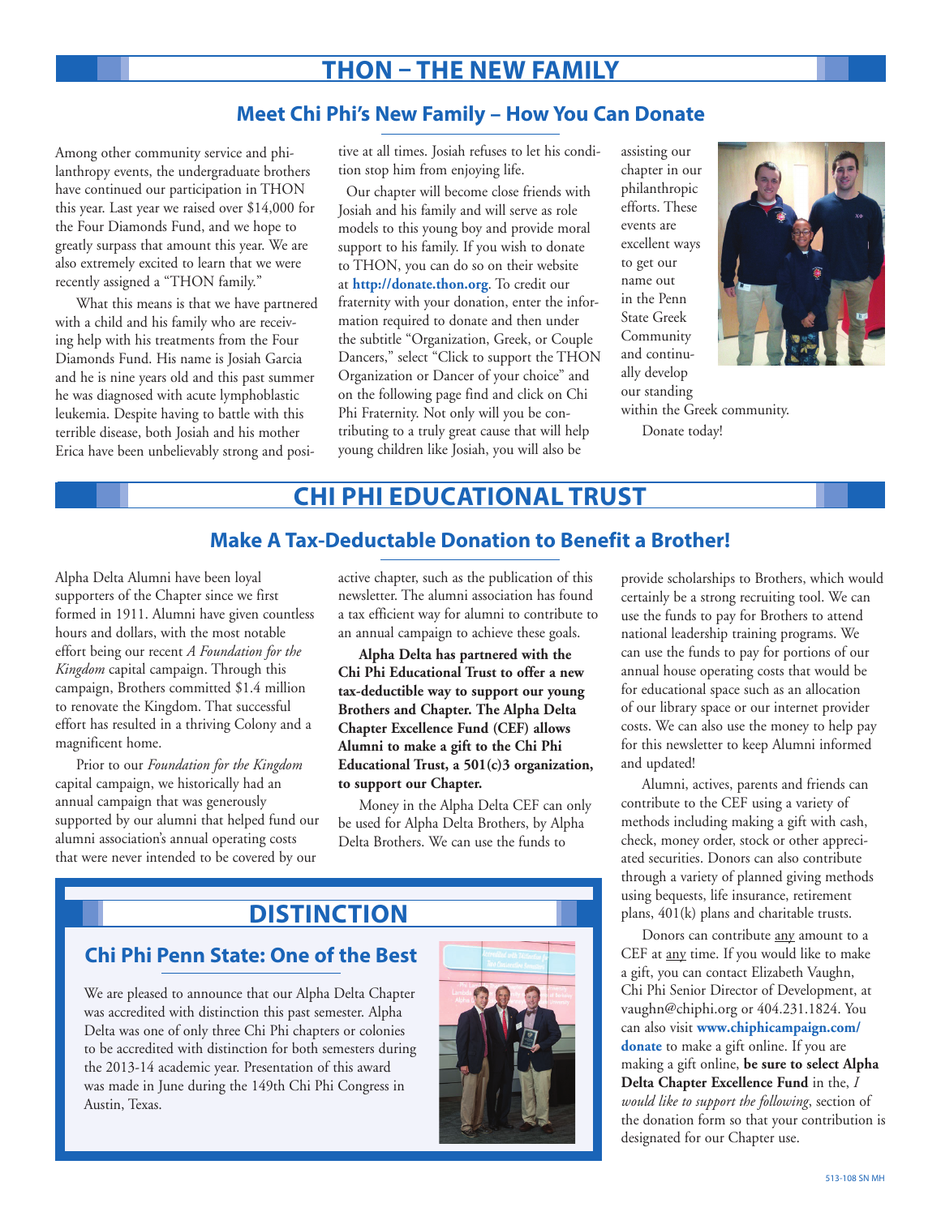# THON – THE NEW FAMILY

## Meet Chi Phi's New Family – How You Can Donate

Among other community service and philanthropy events, the undergraduate brothers have continued our participation in THON this year. Last year we raised over $14,000 for the Four Diamonds Fund, and we hope to greatly surpass that amount this year. We are also extremely excited to learn that we were recently assigned a "THON family."

What this means is that we have partnered with a child and his family who are receiving help with his treatments from the Four Diamonds Fund. His name is Josiah Garcia and he is nine years old and this past summer he was diagnosed with acute lymphoblastic leukemia. Despite having to battle with this terrible disease, both Josiah and his mother Erica have been unbelievably strong and positive at all times. Josiah refuses to let his condition stop him from enjoying life.

Our chapter will become close friends with Josiah and his family and will serve as role models to this young boy and provide moral support to his family. If you wish to donate to THON, you can do so on their website at **http://donate.thon.org**. To credit our fraternity with your donation, enter the information required to donate and then under the subtitle "Organization, Greek, or Couple Dancers," select "Click to support the THON Organization or Dancer of your choice" and on the following page find and click on Chi Phi Fraternity. Not only will you be contributing to a truly great cause that will help young children like Josiah, you will also be assisting our chapter in our philanthropic efforts. These events are excellent ways to get our name out in the Penn State Greek Community and continually develop our standing within the Greek community.

Donate today!

# CHI PHI EDUCATIONAL TRUST

## Make A Tax-Deductable Donation to Benefit a Brother!

Alpha Delta Alumni have been loyal supporters of the Chapter since we first formed in 1911. Alumni have given countless hours and dollars, with the most notable effort being our recent *A Foundation for the Kingdom* capital campaign. Through this campaign, Brothers committed $1.4 million to renovate the Kingdom. That successful effort has resulted in a thriving Colony and a magnificent home.

Prior to our *Foundation for the Kingdom* capital campaign, we historically had an annual campaign that was generously supported by our alumni that helped fund our alumni association's annual operating costs that were never intended to be covered by our active chapter, such as the publication of this newsletter. The alumni association has found a tax efficient way for alumni to contribute to an annual campaign to achieve these goals.

**Alpha Delta has partnered with the Chi Phi Educational Trust to offer a new tax-deductible way to support our young Brothers and Chapter. The Alpha Delta Chapter Excellence Fund (CEF) allows Alumni to make a gift to the Chi Phi Educational Trust, a 501(c)3 organization, to support our Chapter.**

Money in the Alpha Delta CEF can only be used for Alpha Delta Brothers, by Alpha Delta Brothers. We can use the funds to provide scholarships to Brothers, which would certainly be a strong recruiting tool. We can use the funds to pay for Brothers to attend national leadership training programs. We can use the funds to pay for portions of our annual house operating costs that would be for educational space such as an allocation of our library space or our internet provider costs. We can also use the money to help pay for this newsletter to keep Alumni informed and updated!

Alumni, actives, parents and friends can contribute to the CEF using a variety of methods including making a gift with cash, check, money order, stock or other appreciated securities. Donors can also contribute through a variety of planned giving methods using bequests, life insurance, retirement plans, 401(k) plans and charitable trusts.

Donors can contribute any amount to a CEF at any time. If you would like to make a gift, you can contact Elizabeth Vaughn, Chi Phi Senior Director of Development, at vaughn@chiphi.org or 404.231.1824. You can also visit **www.chiphicampaign.com/donate** to make a gift online. If you are making a gift online, **be sure to select Alpha Delta Chapter Excellence Fund** in the, *I would like to support the following*, section of the donation form so that your contribution is designated for our Chapter use.

# DISTINCTION

## Chi Phi Penn State: One of the Best

We are pleased to announce that our Alpha Delta Chapter was accredited with distinction this past semester. Alpha Delta was one of only three Chi Phi chapters or colonies to be accredited with distinction for both semesters during the 2013-14 academic year. Presentation of this award was made in June during the 149th Chi Phi Congress in Austin, Texas.